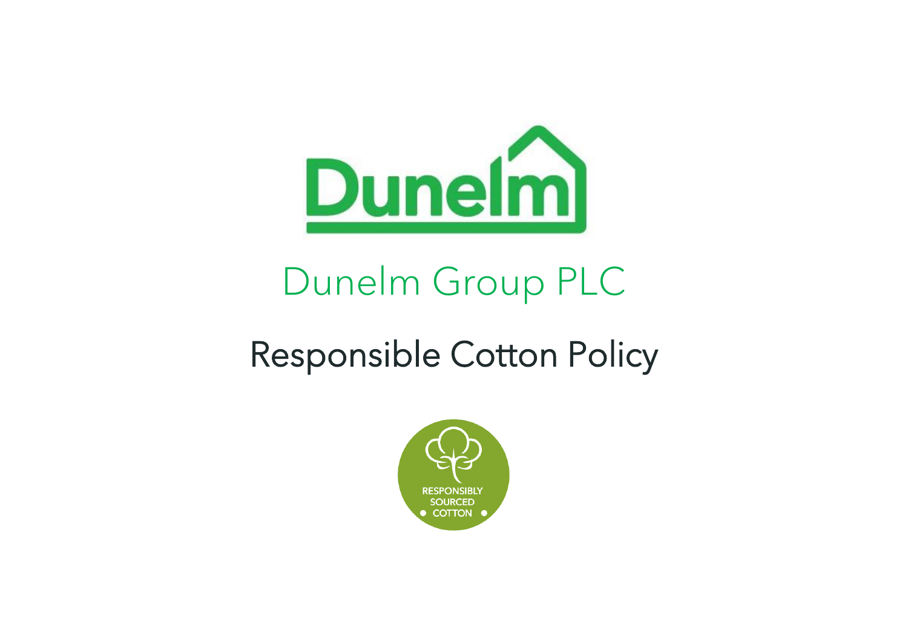# Dunelm Group PLC

## Responsible Cotton Policy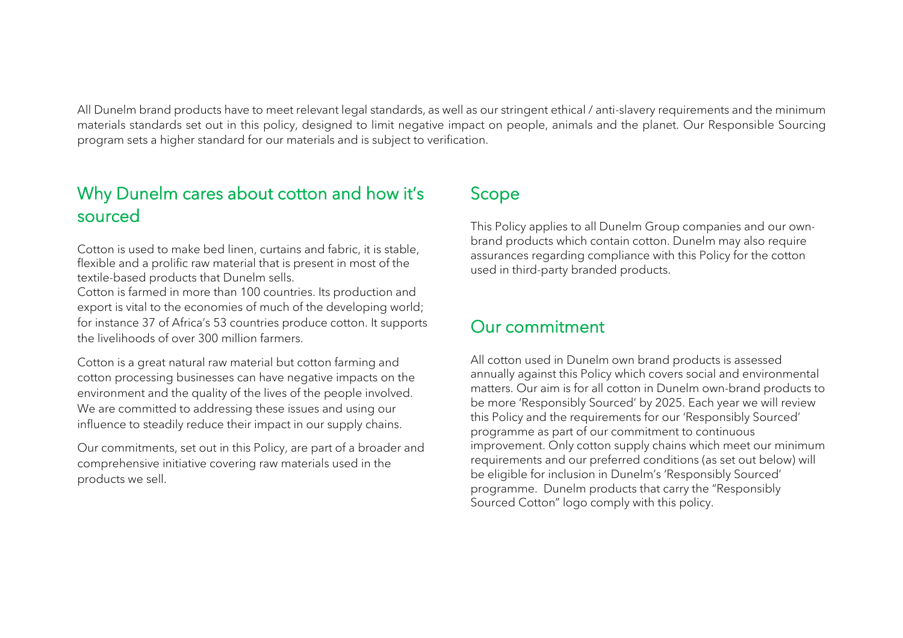All Dunelm brand products have to meet relevant legal standards, as well as our stringent ethical / anti-slavery requirements and the minimum materials standards set out in this policy, designed to limit negative impact on people, animals and the planet. Our Responsible Sourcing program sets a higher standard for our materials and is subject to verification.

## Why Dunelm cares about cotton and how it's sourced

Cotton is used to make bed linen, curtains and fabric, it is stable, flexible and a prolific raw material that is present in most of the textile-based products that Dunelm sells.
Cotton is farmed in more than 100 countries. Its production and export is vital to the economies of much of the developing world; for instance 37 of Africa's 53 countries produce cotton. It supports the livelihoods of over 300 million farmers.

Cotton is a great natural raw material but cotton farming and cotton processing businesses can have negative impacts on the environment and the quality of the lives of the people involved. We are committed to addressing these issues and using our influence to steadily reduce their impact in our supply chains.

Our commitments, set out in this Policy, are part of a broader and comprehensive initiative covering raw materials used in the products we sell.

## Scope

This Policy applies to all Dunelm Group companies and our own-brand products which contain cotton. Dunelm may also require assurances regarding compliance with this Policy for the cotton used in third-party branded products.

## Our commitment

All cotton used in Dunelm own brand products is assessed annually against this Policy which covers social and environmental matters. Our aim is for all cotton in Dunelm own-brand products to be more 'Responsibly Sourced' by 2025. Each year we will review this Policy and the requirements for our 'Responsibly Sourced' programme as part of our commitment to continuous improvement. Only cotton supply chains which meet our minimum requirements and our preferred conditions (as set out below) will be eligible for inclusion in Dunelm's 'Responsibly Sourced' programme. Dunelm products that carry the "Responsibly Sourced Cotton" logo comply with this policy.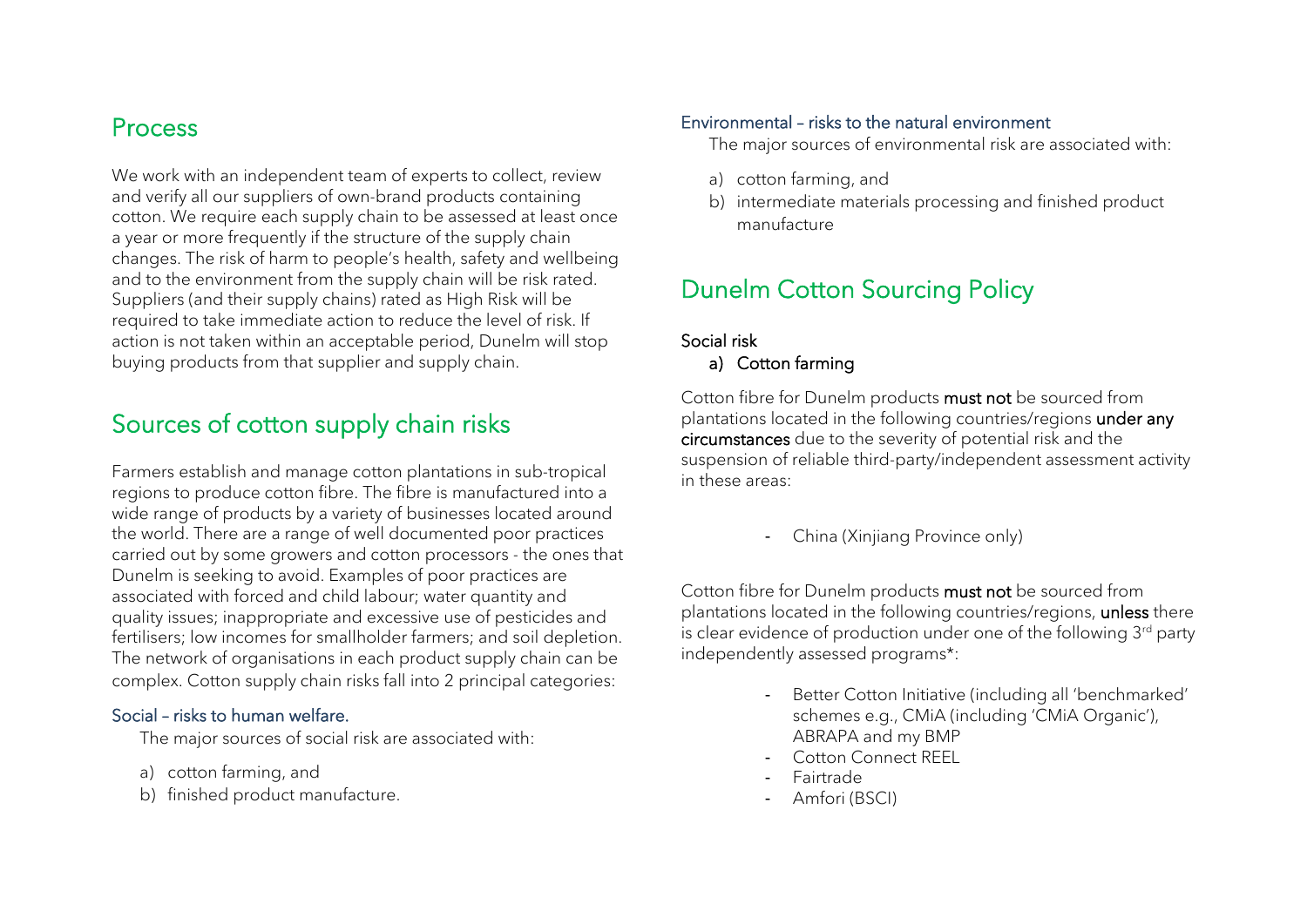## Process

We work with an independent team of experts to collect, review and verify all our suppliers of own-brand products containing cotton. We require each supply chain to be assessed at least once a year or more frequently if the structure of the supply chain changes. The risk of harm to people's health, safety and wellbeing and to the environment from the supply chain will be risk rated. Suppliers (and their supply chains) rated as High Risk will be required to take immediate action to reduce the level of risk. If action is not taken within an acceptable period, Dunelm will stop buying products from that supplier and supply chain.

## Sources of cotton supply chain risks

Farmers establish and manage cotton plantations in sub-tropical regions to produce cotton fibre. The fibre is manufactured into a wide range of products by a variety of businesses located around the world. There are a range of well documented poor practices carried out by some growers and cotton processors - the ones that Dunelm is seeking to avoid. Examples of poor practices are associated with forced and child labour; water quantity and quality issues; inappropriate and excessive use of pesticides and fertilisers; low incomes for smallholder farmers; and soil depletion. The network of organisations in each product supply chain can be complex. Cotton supply chain risks fall into 2 principal categories:

### Social – risks to human welfare.

The major sources of social risk are associated with:

a) cotton farming, and
b) finished product manufacture.

### Environmental – risks to the natural environment

The major sources of environmental risk are associated with:

a) cotton farming, and
b) intermediate materials processing and finished product manufacture

## Dunelm Cotton Sourcing Policy

### Social risk

**a) Cotton farming**

Cotton fibre for Dunelm products **must not** be sourced from plantations located in the following countries/regions **under any circumstances** due to the severity of potential risk and the suspension of reliable third-party/independent assessment activity in these areas:

- China (Xinjiang Province only)

Cotton fibre for Dunelm products **must not** be sourced from plantations located in the following countries/regions, **unless** there is clear evidence of production under one of the following 3rd party independently assessed programs*:

- Better Cotton Initiative (including all 'benchmarked' schemes e.g., CMiA (including 'CMiA Organic'), ABRAPA and my BMP
- Cotton Connect REEL
- Fairtrade
- Amfori (BSCI)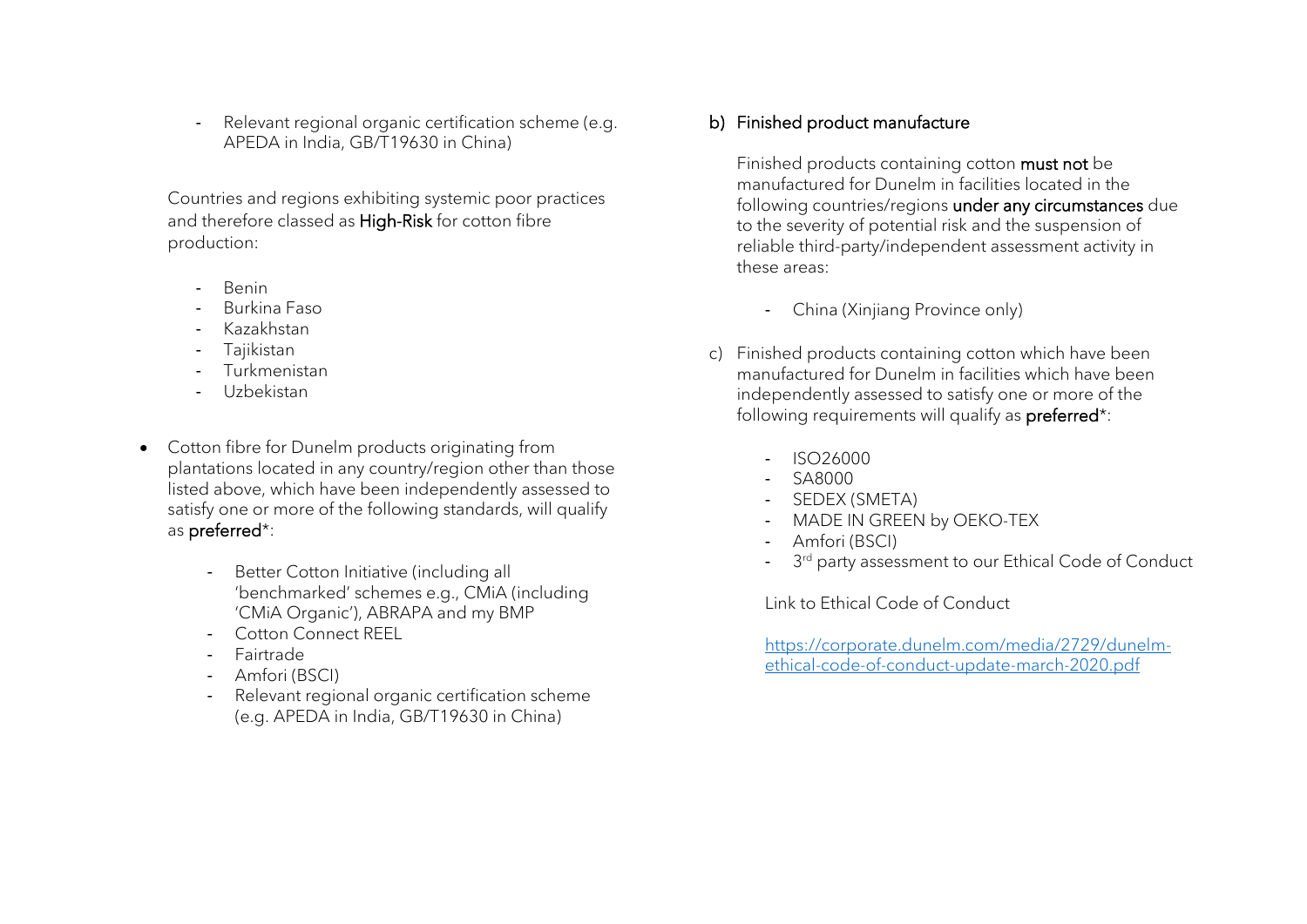- Relevant regional organic certification scheme (e.g. APEDA in India, GB/T19630 in China)

Countries and regions exhibiting systemic poor practices and therefore classed as **High-Risk** for cotton fibre production:

- Benin
- Burkina Faso
- Kazakhstan
- Tajikistan
- Turkmenistan
- Uzbekistan

- Cotton fibre for Dunelm products originating from plantations located in any country/region other than those listed above, which have been independently assessed to satisfy one or more of the following standards, will qualify as **preferred***:
  - Better Cotton Initiative (including all 'benchmarked' schemes e.g., CMiA (including 'CMiA Organic'), ABRAPA and my BMP
  - Cotton Connect REEL
  - Fairtrade
  - Amfori (BSCI)
  - Relevant regional organic certification scheme (e.g. APEDA in India, GB/T19630 in China)

b) Finished product manufacture

Finished products containing cotton **must not** be manufactured for Dunelm in facilities located in the following countries/regions **under any circumstances** due to the severity of potential risk and the suspension of reliable third-party/independent assessment activity in these areas:

- China (Xinjiang Province only)

c) Finished products containing cotton which have been manufactured for Dunelm in facilities which have been independently assessed to satisfy one or more of the following requirements will qualify as **preferred***:

- ISO26000
- SA8000
- SEDEX (SMETA)
- MADE IN GREEN by OEKO-TEX
- Amfori (BSCI)
- 3rd party assessment to our Ethical Code of Conduct

Link to Ethical Code of Conduct

[https://corporate.dunelm.com/media/2729/dunelm-ethical-code-of-conduct-update-march-2020.pdf](https://corporate.dunelm.com/media/2729/dunelm-ethical-code-of-conduct-update-march-2020.pdf)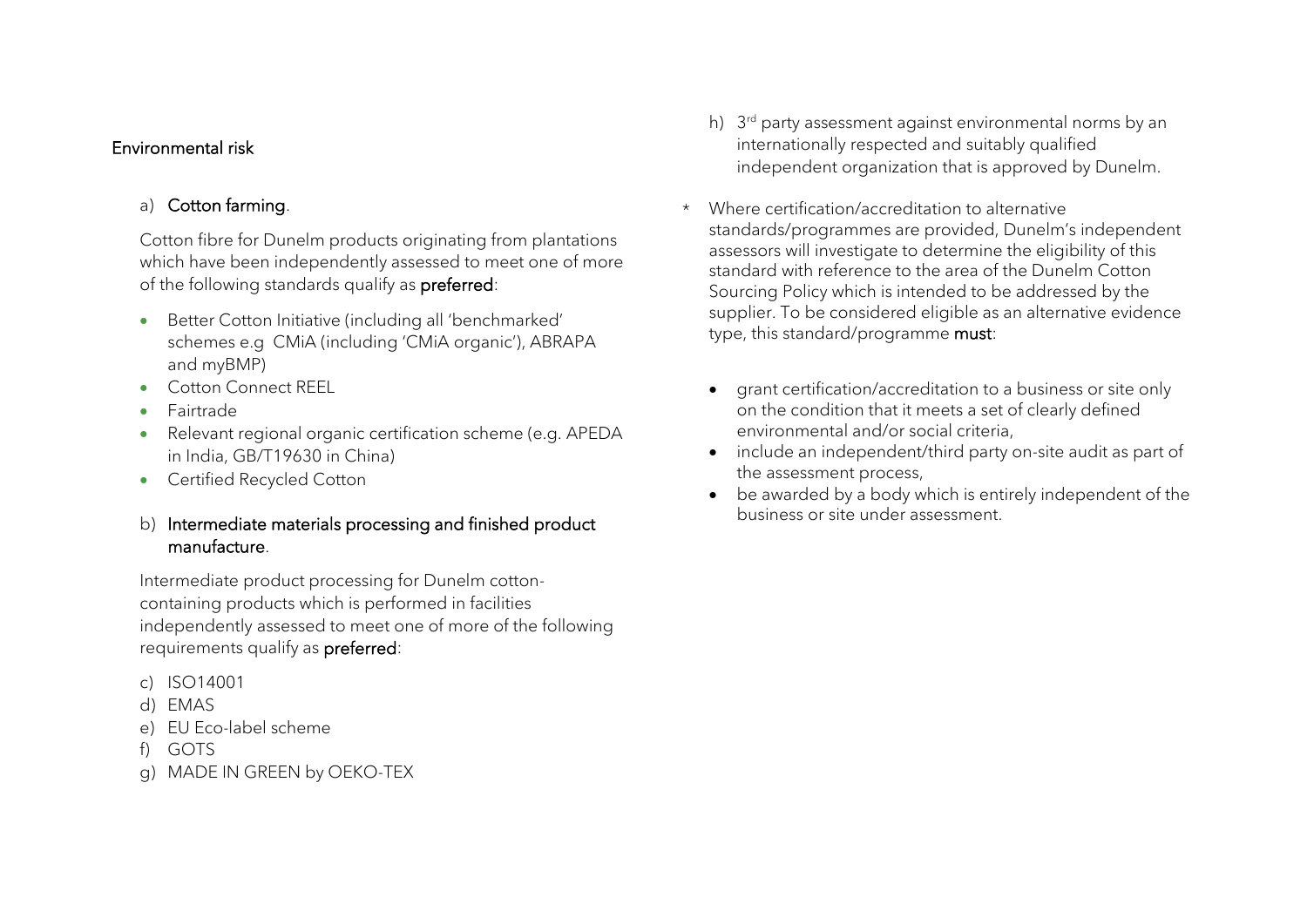## Environmental risk

a) **Cotton farming**.

Cotton fibre for Dunelm products originating from plantations which have been independently assessed to meet one of more of the following standards qualify as **preferred**:

- Better Cotton Initiative (including all 'benchmarked' schemes e.g CMiA (including 'CMiA organic'), ABRAPA and myBMP)
- Cotton Connect REEL
- Fairtrade
- Relevant regional organic certification scheme (e.g. APEDA in India, GB/T19630 in China)
- Certified Recycled Cotton

b) **Intermediate materials processing and finished product manufacture**.

Intermediate product processing for Dunelm cotton-containing products which is performed in facilities independently assessed to meet one of more of the following requirements qualify as **preferred**:

c) ISO14001
d) EMAS
e) EU Eco-label scheme
f) GOTS
g) MADE IN GREEN by OEKO-TEX
h) 3rd party assessment against environmental norms by an internationally respected and suitably qualified independent organization that is approved by Dunelm.

\* Where certification/accreditation to alternative standards/programmes are provided, Dunelm's independent assessors will investigate to determine the eligibility of this standard with reference to the area of the Dunelm Cotton Sourcing Policy which is intended to be addressed by the supplier. To be considered eligible as an alternative evidence type, this standard/programme **must**:

- grant certification/accreditation to a business or site only on the condition that it meets a set of clearly defined environmental and/or social criteria,
- include an independent/third party on-site audit as part of the assessment process,
- be awarded by a body which is entirely independent of the business or site under assessment.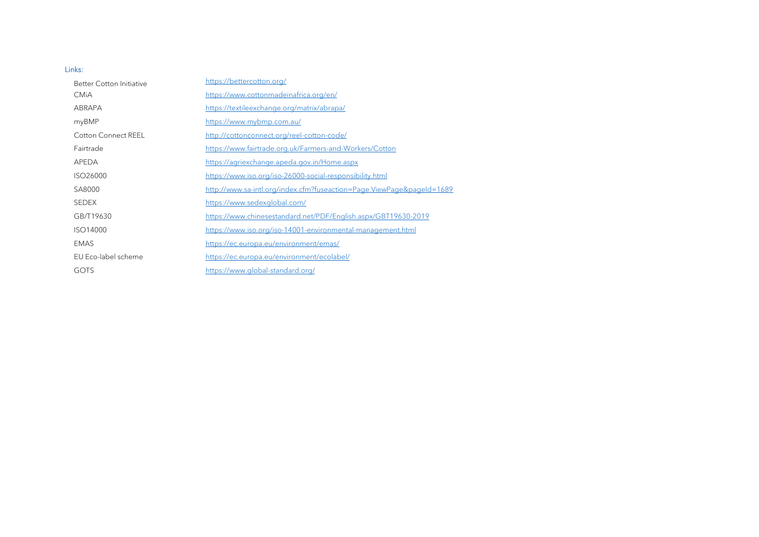Links:

| | |
|---|---|
| Better Cotton Initiative | https://bettercotton.org/ |
| CMiA | https://www.cottonmadeinafrica.org/en/ |
| ABRAPA | https://textileexchange.org/matrix/abrapa/ |
| myBMP | https://www.mybmp.com.au/ |
| Cotton Connect REEL | http://cottonconnect.org/reel-cotton-code/ |
| Fairtrade | https://www.fairtrade.org.uk/Farmers-and-Workers/Cotton |
| APEDA | https://agriexchange.apeda.gov.in/Home.aspx |
| ISO26000 | https://www.iso.org/iso-26000-social-responsibility.html |
| SA8000 | http://www.sa-intl.org/index.cfm?fuseaction=Page.ViewPage&pageId=1689 |
| SEDEX | https://www.sedexglobal.com/ |
| GB/T19630 | https://www.chinesestandard.net/PDF/English.aspx/GBT19630-2019 |
| ISO14000 | https://www.iso.org/iso-14001-environmental-management.html |
| EMAS | https://ec.europa.eu/environment/emas/ |
| EU Eco-label scheme | https://ec.europa.eu/environment/ecolabel/ |
| GOTS | https://www.global-standard.org/ |